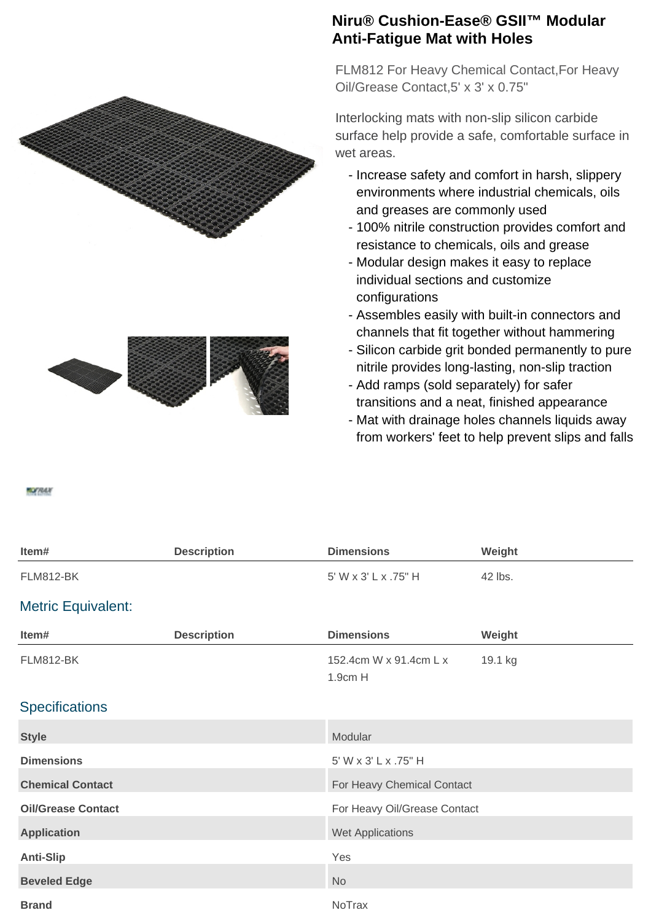# Niru® Cushion-Ease® GSII™ Modular Anti-Fatigue Mat with Holes

FLM812 For Heavy Chemical Contact,For Heavy Oil/Grease Contact,5' x 3' x 0.75"

Interlocking mats with non-slip silicon carbide surface help provide a safe, comfortable surface in wet areas.

- Increase safety and comfort in harsh, slippery environments where industrial chemicals, oils and greases are commonly used
- 100% nitrile construction provides comfort and resistance to chemicals, oils and grease
- Modular design makes it easy to replace individual sections and customize configurations
- Assembles easily with built-in connectors and channels that fit together without hammering
- Silicon carbide grit bonded permanently to pure nitrile provides long-lasting, non-slip traction
- Add ramps (sold separately) for safer transitions and a neat, finished appearance
- Mat with drainage holes channels liquids away from workers' feet to help prevent slips and falls

| Item# | Description | Dimensions | Weight |
|---|---|---|---|
| FLM812-BK | | 5' W x 3' L x .75" H | 42 lbs. |

## Metric Equivalent:

| Item# | Description | Dimensions | Weight |
|---|---|---|---|
| FLM812-BK | | 152.4cm W x 91.4cm L x 1.9cm H | 19.1 kg |

## Specifications

| | |
|---|---|
| **Style** | Modular |
| **Dimensions** | 5' W x 3' L x .75" H |
| **Chemical Contact** | For Heavy Chemical Contact |
| **Oil/Grease Contact** | For Heavy Oil/Grease Contact |
| **Application** | Wet Applications |
| **Anti-Slip** | Yes |
| **Beveled Edge** | No |
| **Brand** | NoTrax |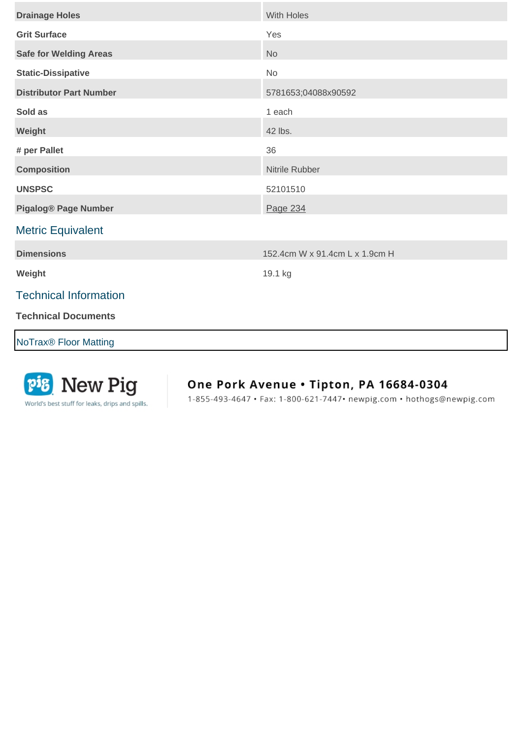| | |
|---|---|
| **Drainage Holes** | With Holes |
| **Grit Surface** | Yes |
| **Safe for Welding Areas** | No |
| **Static-Dissipative** | No |
| **Distributor Part Number** | 5781653;04088x90592 |
| **Sold as** | 1 each |
| **Weight** | 42 lbs. |
| **# per Pallet** | 36 |
| **Composition** | Nitrile Rubber |
| **UNSPSC** | 52101510 |
| **Pigalog® Page Number** | Page 234 |

## Metric Equivalent

| | |
|---|---|
| **Dimensions** | 152.4cm W x 91.4cm L x 1.9cm H |
| **Weight** | 19.1 kg |

## Technical Information

**Technical Documents**

NoTrax® Floor Matting

New Pig
World's best stuff for leaks, drips and spills.

**One Pork Avenue • Tipton, PA 16684-0304**
1-855-493-4647 • Fax: 1-800-621-7447• newpig.com • hothogs@newpig.com